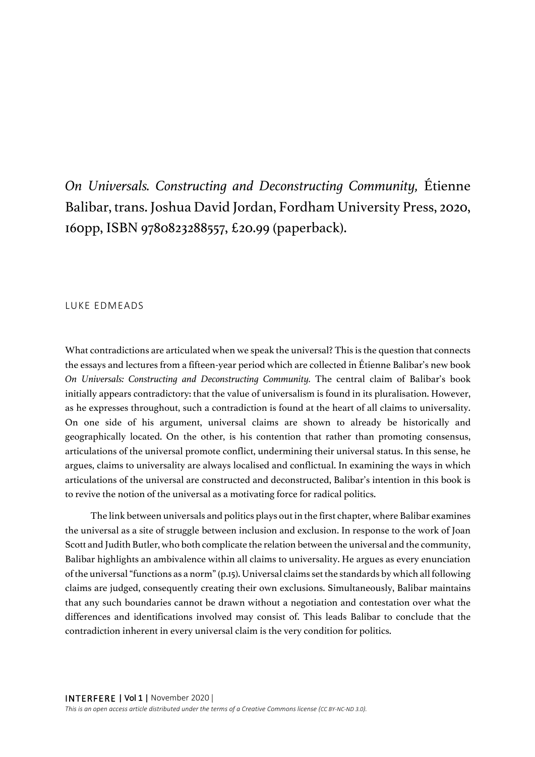*On Universals. Constructing and Deconstructing Community,* Étienne Balibar, trans. Joshua David Jordan, Fordham University Press, 2020, 160pp, ISBN 9780823288557, £20.99 (paperback).

LUKE EDMEADS

What contradictions are articulated when we speak the universal? This is the question that connects the essays and lectures from a fifteen-year period which are collected in Étienne Balibar's new book *On Universals: Constructing and Deconstructing Community.* The central claim of Balibar's book initially appears contradictory: that the value of universalism is found in its pluralisation. However, as he expresses throughout, such a contradiction is found at the heart of all claims to universality. On one side of his argument, universal claims are shown to already be historically and geographically located. On the other, is his contention that rather than promoting consensus, articulations of the universal promote conflict, undermining their universal status. In this sense, he argues, claims to universality are always localised and conflictual. In examining the ways in which articulations of the universal are constructed and deconstructed, Balibar's intention in this book is to revive the notion of the universal as a motivating force for radical politics.

The link between universals and politics plays out in the first chapter, where Balibar examines the universal as a site of struggle between inclusion and exclusion. In response to the work of Joan Scott and Judith Butler, who both complicate the relation between the universal and the community, Balibar highlights an ambivalence within all claims to universality. He argues as every enunciation of the universal "functions as a norm" (p.15). Universal claims set the standards by which all following claims are judged, consequently creating their own exclusions. Simultaneously, Balibar maintains that any such boundaries cannot be drawn without a negotiation and contestation over what the differences and identifications involved may consist of. This leads Balibar to conclude that the contradiction inherent in every universal claim is the very condition for politics.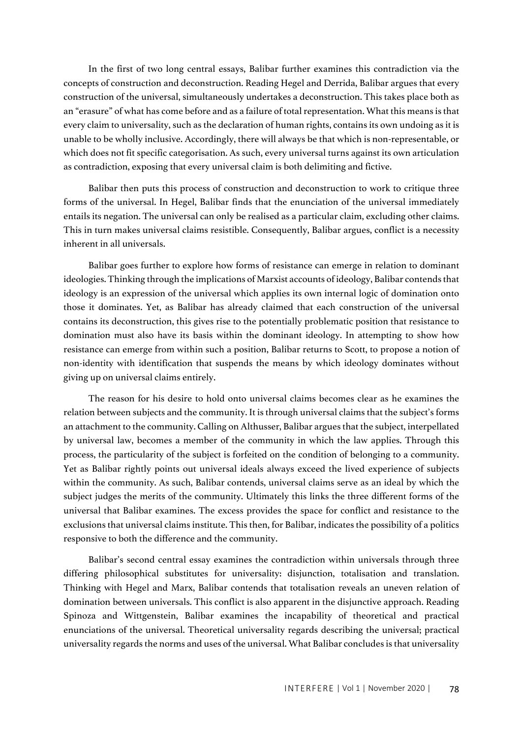In the first of two long central essays, Balibar further examines this contradiction via the concepts of construction and deconstruction. Reading Hegel and Derrida, Balibar argues that every construction of the universal, simultaneously undertakes a deconstruction. This takes place both as an "erasure" of what has come before and as a failure of total representation. What this means is that every claim to universality, such as the declaration of human rights, contains its own undoing as it is unable to be wholly inclusive. Accordingly, there will always be that which is non-representable, or which does not fit specific categorisation. As such, every universal turns against its own articulation as contradiction, exposing that every universal claim is both delimiting and fictive.

Balibar then puts this process of construction and deconstruction to work to critique three forms of the universal. In Hegel, Balibar finds that the enunciation of the universal immediately entails its negation. The universal can only be realised as a particular claim, excluding other claims. This in turn makes universal claims resistible. Consequently, Balibar argues, conflict is a necessity inherent in all universals.

Balibar goes further to explore how forms of resistance can emerge in relation to dominant ideologies. Thinking through the implications of Marxist accounts of ideology, Balibar contends that ideology is an expression of the universal which applies its own internal logic of domination onto those it dominates. Yet, as Balibar has already claimed that each construction of the universal contains its deconstruction, this gives rise to the potentially problematic position that resistance to domination must also have its basis within the dominant ideology. In attempting to show how resistance can emerge from within such a position, Balibar returns to Scott, to propose a notion of non-identity with identification that suspends the means by which ideology dominates without giving up on universal claims entirely.

The reason for his desire to hold onto universal claims becomes clear as he examines the relation between subjects and the community. It is through universal claims that the subject's forms an attachment to the community. Calling on Althusser, Balibar argues that the subject, interpellated by universal law, becomes a member of the community in which the law applies. Through this process, the particularity of the subject is forfeited on the condition of belonging to a community. Yet as Balibar rightly points out universal ideals always exceed the lived experience of subjects within the community. As such, Balibar contends, universal claims serve as an ideal by which the subject judges the merits of the community. Ultimately this links the three different forms of the universal that Balibar examines. The excess provides the space for conflict and resistance to the exclusions that universal claims institute. This then, for Balibar, indicates the possibility of a politics responsive to both the difference and the community.

Balibar's second central essay examines the contradiction within universals through three differing philosophical substitutes for universality: disjunction, totalisation and translation. Thinking with Hegel and Marx, Balibar contends that totalisation reveals an uneven relation of domination between universals. This conflict is also apparent in the disjunctive approach. Reading Spinoza and Wittgenstein, Balibar examines the incapability of theoretical and practical enunciations of the universal. Theoretical universality regards describing the universal; practical universality regards the norms and uses of the universal. What Balibar concludes is that universality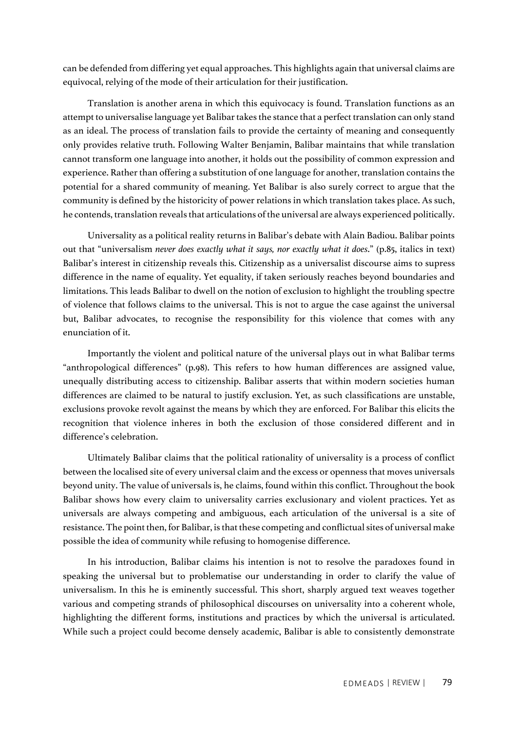can be defended from differing yet equal approaches. This highlights again that universal claims are equivocal, relying of the mode of their articulation for their justification.

Translation is another arena in which this equivocacy is found. Translation functions as an attempt to universalise language yet Balibar takes the stance that a perfect translation can only stand as an ideal. The process of translation fails to provide the certainty of meaning and consequently only provides relative truth. Following Walter Benjamin, Balibar maintains that while translation cannot transform one language into another, it holds out the possibility of common expression and experience. Rather than offering a substitution of one language for another, translation contains the potential for a shared community of meaning. Yet Balibar is also surely correct to argue that the community is defined by the historicity of power relations in which translation takes place. As such, he contends, translation reveals that articulations of the universal are always experienced politically.

Universality as a political reality returns in Balibar's debate with Alain Badiou. Balibar points out that "universalism *never does exactly what it says, nor exactly what it does*." (p.85, italics in text) Balibar's interest in citizenship reveals this. Citizenship as a universalist discourse aims to supress difference in the name of equality. Yet equality, if taken seriously reaches beyond boundaries and limitations. This leads Balibar to dwell on the notion of exclusion to highlight the troubling spectre of violence that follows claims to the universal. This is not to argue the case against the universal but, Balibar advocates, to recognise the responsibility for this violence that comes with any enunciation of it.

Importantly the violent and political nature of the universal plays out in what Balibar terms "anthropological differences" (p.98). This refers to how human differences are assigned value, unequally distributing access to citizenship. Balibar asserts that within modern societies human differences are claimed to be natural to justify exclusion. Yet, as such classifications are unstable, exclusions provoke revolt against the means by which they are enforced. For Balibar this elicits the recognition that violence inheres in both the exclusion of those considered different and in difference's celebration.

Ultimately Balibar claims that the political rationality of universality is a process of conflict between the localised site of every universal claim and the excess or openness that moves universals beyond unity. The value of universals is, he claims, found within this conflict. Throughout the book Balibar shows how every claim to universality carries exclusionary and violent practices. Yet as universals are always competing and ambiguous, each articulation of the universal is a site of resistance. The point then, for Balibar, is that these competing and conflictual sites of universal make possible the idea of community while refusing to homogenise difference.

In his introduction, Balibar claims his intention is not to resolve the paradoxes found in speaking the universal but to problematise our understanding in order to clarify the value of universalism. In this he is eminently successful. This short, sharply argued text weaves together various and competing strands of philosophical discourses on universality into a coherent whole, highlighting the different forms, institutions and practices by which the universal is articulated. While such a project could become densely academic, Balibar is able to consistently demonstrate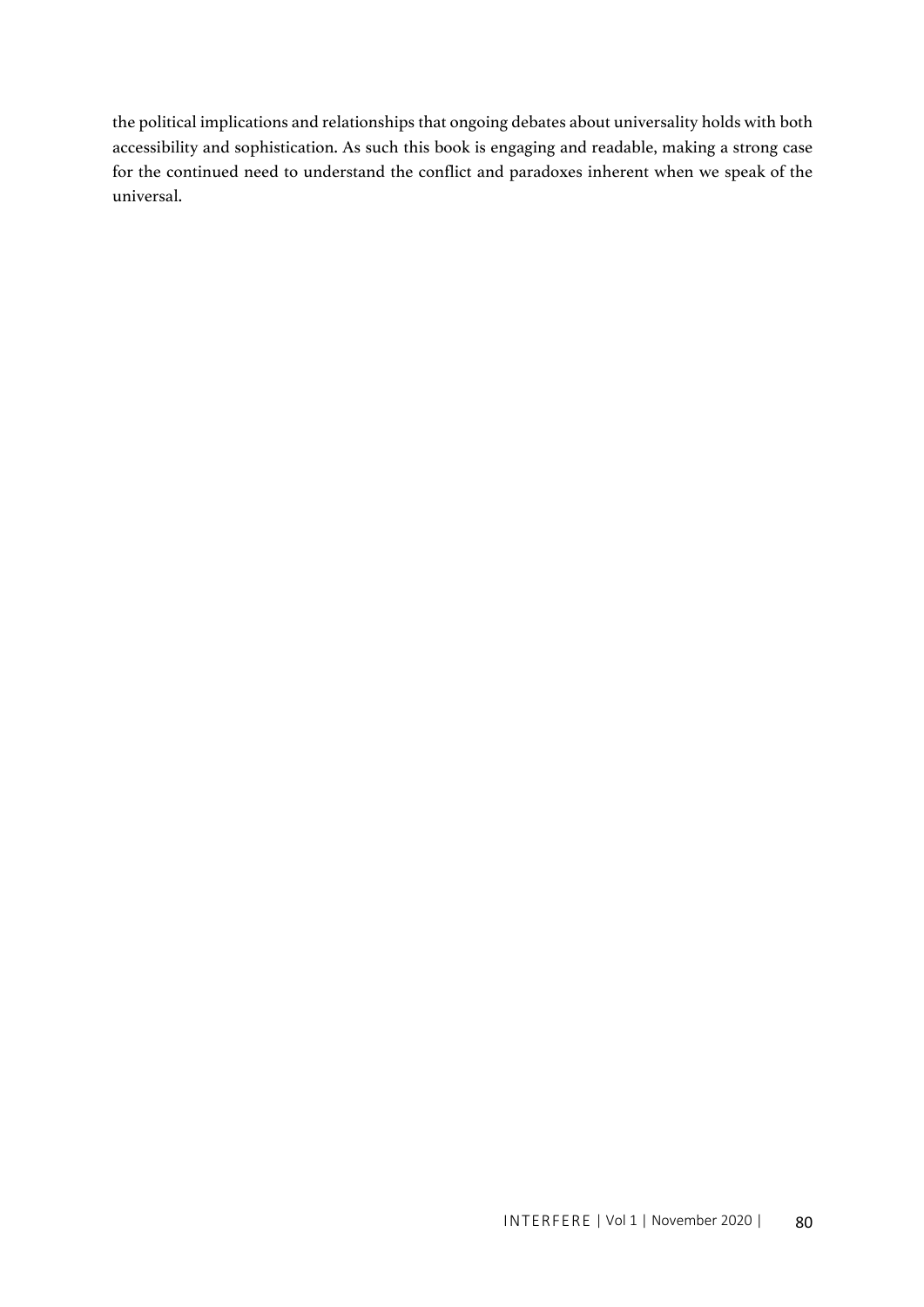the political implications and relationships that ongoing debates about universality holds with both accessibility and sophistication. As such this book is engaging and readable, making a strong case for the continued need to understand the conflict and paradoxes inherent when we speak of the universal.